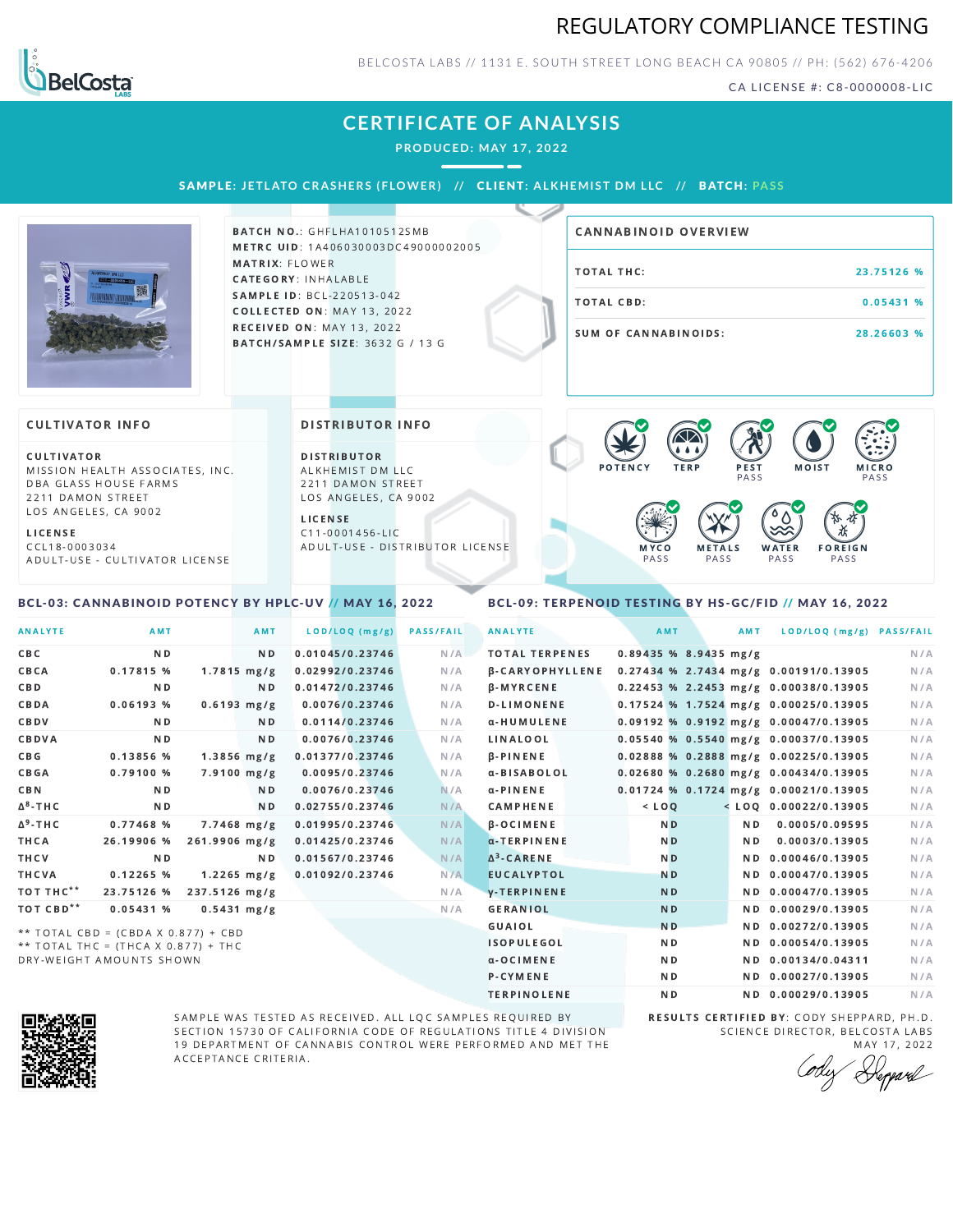# REGULATORY COMPLIANCE TESTING

BELCOSTA LABS // 1131 E. SOUTH STREET LONG BEACH CA 90805 // PH: (562) 676-4206

CA LICENSE #: C8-0000008-LIC

## CERTIFICATE OF ANALYSIS

PRODUCED: MAY 17, 2022

**SAMPLE:** JETLATO CRASHERS (FLOWER) // **CLIENT:** ALKHEMIST DM LLC // **BATCH:** PASS

**BATCH NO.:** GHFLHA1010512SMB
**METRC UID:** 1A406030003DC49000002005
**MATRIX:** FLOWER
**CATEGORY:** INHALABLE
**SAMPLE ID:** BCL-220513-042
**COLLECTED ON:** MAY 13, 2022
**RECEIVED ON:** MAY 13, 2022
**BATCH/SAMPLE SIZE:** 3632 G / 13 G

### CANNABINOID OVERVIEW

| | |
|---|---|
| TOTAL THC: | 23.75126 % |
| TOTAL CBD: | 0.05431 % |
| SUM OF CANNABINOIDS: | 28.26603 % |

### CULTIVATOR INFO

**CULTIVATOR**
MISSION HEALTH ASSOCIATES, INC.
DBA GLASS HOUSE FARMS
2211 DAMON STREET
LOS ANGELES, CA 9002

**LICENSE**
CCL18-0003034
ADULT-USE - CULTIVATOR LICENSE

### DISTRIBUTOR INFO

**DISTRIBUTOR**
ALKHEMIST DM LLC
2211 DAMON STREET
LOS ANGELES, CA 9002

**LICENSE**
C11-0001456-LIC
ADULT-USE - DISTRIBUTOR LICENSE

POTENCY | TERP | PEST PASS | MOIST | MICRO PASS | MYCO PASS | METALS PASS | WATER PASS | FOREIGN PASS

### BCL-03: CANNABINOID POTENCY BY HPLC-UV // MAY 16, 2022

| ANALYTE | AMT | AMT | LOD/LOQ (mg/g) | PASS/FAIL |
|---|---|---|---|---|
| CBC | ND | ND | 0.01045/0.23746 | N/A |
| CBCA | 0.17815 % | 1.7815 mg/g | 0.02992/0.23746 | N/A |
| CBD | ND | ND | 0.01472/0.23746 | N/A |
| CBDA | 0.06193 % | 0.6193 mg/g | 0.0076/0.23746 | N/A |
| CBDV | ND | ND | 0.0114/0.23746 | N/A |
| CBDVA | ND | ND | 0.0076/0.23746 | N/A |
| CBG | 0.13856 % | 1.3856 mg/g | 0.01377/0.23746 | N/A |
| CBGA | 0.79100 % | 7.9100 mg/g | 0.0095/0.23746 | N/A |
| CBN | ND | ND | 0.0076/0.23746 | N/A |
| $\Delta^8$-THC | ND | ND | 0.02755/0.23746 | N/A |
| $\Delta^9$-THC | 0.77468 % | 7.7468 mg/g | 0.01995/0.23746 | N/A |
| THCA | 26.19906 % | 261.9906 mg/g | 0.01425/0.23746 | N/A |
| THCV | ND | ND | 0.01567/0.23746 | N/A |
| THCVA | 0.12265 % | 1.2265 mg/g | 0.01092/0.23746 | N/A |
| TOT THC** | 23.75126 % | 237.5126 mg/g | | N/A |
| TOT CBD** | 0.05431 % | 0.5431 mg/g | | N/A |

** TOTAL CBD = (CBDA X 0.877) + CBD
** TOTAL THC = (THCA X 0.877) + THC
DRY-WEIGHT AMOUNTS SHOWN

### BCL-09: TERPENOID TESTING BY HS-GC/FID // MAY 16, 2022

| ANALYTE | AMT | AMT | LOD/LOQ (mg/g) | PASS/FAIL |
|---|---|---|---|---|
| TOTAL TERPENES | 0.89435 % | 8.9435 mg/g | | N/A |
| β-CARYOPHYLLENE | 0.27434 % | 2.7434 mg/g | 0.00191/0.13905 | N/A |
| β-MYRCENE | 0.22453 % | 2.2453 mg/g | 0.00038/0.13905 | N/A |
| D-LIMONENE | 0.17524 % | 1.7524 mg/g | 0.00025/0.13905 | N/A |
| α-HUMULENE | 0.09192 % | 0.9192 mg/g | 0.00047/0.13905 | N/A |
| LINALOOL | 0.05540 % | 0.5540 mg/g | 0.00037/0.13905 | N/A |
| β-PINENE | 0.02888 % | 0.2888 mg/g | 0.00225/0.13905 | N/A |
| α-BISABOLOL | 0.02680 % | 0.2680 mg/g | 0.00434/0.13905 | N/A |
| α-PINENE | 0.01724 % | 0.1724 mg/g | 0.00021/0.13905 | N/A |
| CAMPHENE | < LOQ | < LOQ | 0.00022/0.13905 | N/A |
| β-OCIMENE | ND | ND | 0.0005/0.09595 | N/A |
| α-TERPINENE | ND | ND | 0.0003/0.13905 | N/A |
| $\Delta^3$-CARENE | ND | ND | 0.00046/0.13905 | N/A |
| EUCALYPTOL | ND | ND | 0.00047/0.13905 | N/A |
| γ-TERPINENE | ND | ND | 0.00047/0.13905 | N/A |
| GERANIOL | ND | ND | 0.00029/0.13905 | N/A |
| GUAIOL | ND | ND | 0.00272/0.13905 | N/A |
| ISOPULEGOL | ND | ND | 0.00054/0.13905 | N/A |
| α-OCIMENE | ND | ND | 0.00134/0.04311 | N/A |
| P-CYMENE | ND | ND | 0.00027/0.13905 | N/A |
| TERPINOLENE | ND | ND | 0.00029/0.13905 | N/A |

SAMPLE WAS TESTED AS RECEIVED. ALL LQC SAMPLES REQUIRED BY SECTION 15730 OF CALIFORNIA CODE OF REGULATIONS TITLE 4 DIVISION 19 DEPARTMENT OF CANNABIS CONTROL WERE PERFORMED AND MET THE ACCEPTANCE CRITERIA.

**RESULTS CERTIFIED BY:** CODY SHEPPARD, PH.D.
SCIENCE DIRECTOR, BELCOSTA LABS
MAY 17, 2022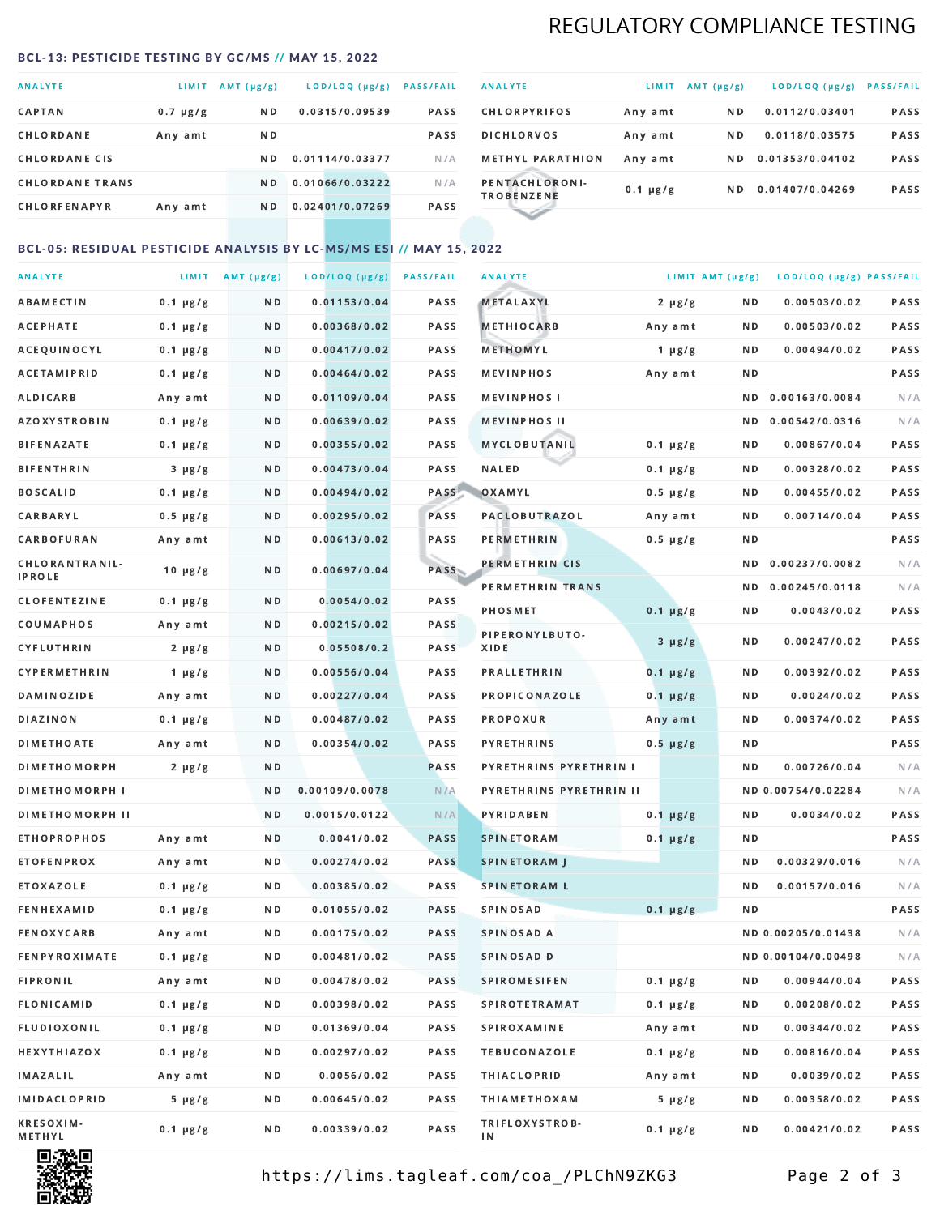# REGULATORY COMPLIANCE TESTING

## BCL-13: PESTICIDE TESTING BY GC/MS // MAY 15, 2022

| ANALYTE | LIMIT | AMT (µg/g) | LOD/LOQ (µg/g) | PASS/FAIL |
|---|---|---|---|---|
| CAPTAN | 0.7 µg/g | ND | 0.0315/0.09539 | PASS |
| CHLORDANE | Any amt | ND | | PASS |
| CHLORDANE CIS | | ND | 0.01114/0.03377 | N/A |
| CHLORDANE TRANS | | ND | 0.01066/0.03222 | N/A |
| CHLORFENAPYR | Any amt | ND | 0.02401/0.07269 | PASS |
| CHLORPYRIFOS | Any amt | ND | 0.0112/0.03401 | PASS |
| DICHLORVOS | Any amt | ND | 0.0118/0.03575 | PASS |
| METHYL PARATHION | Any amt | ND | 0.01353/0.04102 | PASS |
| PENTACHLORONI-TROBENZENE | 0.1 µg/g | ND | 0.01407/0.04269 | PASS |

## BCL-05: RESIDUAL PESTICIDE ANALYSIS BY LC-MS/MS ESI // MAY 15, 2022

| ANALYTE | LIMIT | AMT (µg/g) | LOD/LOQ (µg/g) | PASS/FAIL |
|---|---|---|---|---|
| ABAMECTIN | 0.1 µg/g | ND | 0.01153/0.04 | PASS |
| ACEPHATE | 0.1 µg/g | ND | 0.00368/0.02 | PASS |
| ACEQUINOCYL | 0.1 µg/g | ND | 0.00417/0.02 | PASS |
| ACETAMIPRID | 0.1 µg/g | ND | 0.00464/0.02 | PASS |
| ALDICARB | Any amt | ND | 0.01109/0.04 | PASS |
| AZOXYSTROBIN | 0.1 µg/g | ND | 0.00639/0.02 | PASS |
| BIFENAZATE | 0.1 µg/g | ND | 0.00355/0.02 | PASS |
| BIFENTHRIN | 3 µg/g | ND | 0.00473/0.04 | PASS |
| BOSCALID | 0.1 µg/g | ND | 0.00494/0.02 | PASS |
| CARBARYL | 0.5 µg/g | ND | 0.00295/0.02 | PASS |
| CARBOFURAN | Any amt | ND | 0.00613/0.02 | PASS |
| CHLORANTRANIL-IPROLE | 10 µg/g | ND | 0.00697/0.04 | PASS |
| CLOFENTEZINE | 0.1 µg/g | ND | 0.0054/0.02 | PASS |
| COUMAPHOS | Any amt | ND | 0.00215/0.02 | PASS |
| CYFLUTHRIN | 2 µg/g | ND | 0.05508/0.2 | PASS |
| CYPERMETHRIN | 1 µg/g | ND | 0.00556/0.04 | PASS |
| DAMINOZIDE | Any amt | ND | 0.00227/0.04 | PASS |
| DIAZINON | 0.1 µg/g | ND | 0.00487/0.02 | PASS |
| DIMETHOATE | Any amt | ND | 0.00354/0.02 | PASS |
| DIMETHOMORPH | 2 µg/g | ND | | PASS |
| DIMETHOMORPH I | | ND | 0.00109/0.0078 | N/A |
| DIMETHOMORPH II | | ND | 0.0015/0.0122 | N/A |
| ETHOPROPHOS | Any amt | ND | 0.0041/0.02 | PASS |
| ETOFENPROX | Any amt | ND | 0.00274/0.02 | PASS |
| ETOXAZOLE | 0.1 µg/g | ND | 0.00385/0.02 | PASS |
| FENHEXAMID | 0.1 µg/g | ND | 0.01055/0.02 | PASS |
| FENOXYCARB | Any amt | ND | 0.00175/0.02 | PASS |
| FENPYROXIMATE | 0.1 µg/g | ND | 0.00481/0.02 | PASS |
| FIPRONIL | Any amt | ND | 0.00478/0.02 | PASS |
| FLONICAMID | 0.1 µg/g | ND | 0.00398/0.02 | PASS |
| FLUDIOXONIL | 0.1 µg/g | ND | 0.01369/0.04 | PASS |
| HEXYTHIAZOX | 0.1 µg/g | ND | 0.00297/0.02 | PASS |
| IMAZALIL | Any amt | ND | 0.0056/0.02 | PASS |
| IMIDACLOPRID | 5 µg/g | ND | 0.00645/0.02 | PASS |
| KRESOXIM-METHYL | 0.1 µg/g | ND | 0.00339/0.02 | PASS |
| METALAXYL | 2 µg/g | ND | 0.00503/0.02 | PASS |
| METHIOCARB | Any amt | ND | 0.00503/0.02 | PASS |
| METHOMYL | 1 µg/g | ND | 0.00494/0.02 | PASS |
| MEVINPHOS | Any amt | ND | | PASS |
| MEVINPHOS I | | ND | 0.00163/0.0084 | N/A |
| MEVINPHOS II | | ND | 0.00542/0.0316 | N/A |
| MYCLOBUTANIL | 0.1 µg/g | ND | 0.00867/0.04 | PASS |
| NALED | 0.1 µg/g | ND | 0.00328/0.02 | PASS |
| OXAMYL | 0.5 µg/g | ND | 0.00455/0.02 | PASS |
| PACLOBUTRAZOL | Any amt | ND | 0.00714/0.04 | PASS |
| PERMETHRIN | 0.5 µg/g | ND | | PASS |
| PERMETHRIN CIS | | ND | 0.00237/0.0082 | N/A |
| PERMETHRIN TRANS | | ND | 0.00245/0.0118 | N/A |
| PHOSMET | 0.1 µg/g | ND | 0.0043/0.02 | PASS |
| PIPERONYLBUTO-XIDE | 3 µg/g | ND | 0.00247/0.02 | PASS |
| PRALLETHRIN | 0.1 µg/g | ND | 0.00392/0.02 | PASS |
| PROPICONAZOLE | 0.1 µg/g | ND | 0.0024/0.02 | PASS |
| PROPOXUR | Any amt | ND | 0.00374/0.02 | PASS |
| PYRETHRINS | 0.5 µg/g | ND | | PASS |
| PYRETHRINS PYRETHRIN I | | ND | 0.00726/0.04 | N/A |
| PYRETHRINS PYRETHRIN II | | ND | 0.00754/0.02284 | N/A |
| PYRIDABEN | 0.1 µg/g | ND | 0.0034/0.02 | PASS |
| SPINETORAM | 0.1 µg/g | ND | | PASS |
| SPINETORAM J | | ND | 0.00329/0.016 | N/A |
| SPINETORAM L | | ND | 0.00157/0.016 | N/A |
| SPINOSAD | 0.1 µg/g | ND | | PASS |
| SPINOSAD A | | ND | 0.00205/0.01438 | N/A |
| SPINOSAD D | | ND | 0.00104/0.00498 | N/A |
| SPIROMESIFEN | 0.1 µg/g | ND | 0.00944/0.04 | PASS |
| SPIROTETRAMAT | 0.1 µg/g | ND | 0.00208/0.02 | PASS |
| SPIROXAMINE | Any amt | ND | 0.00344/0.02 | PASS |
| TEBUCONAZOLE | 0.1 µg/g | ND | 0.00816/0.04 | PASS |
| THIACLOPRID | Any amt | ND | 0.0039/0.02 | PASS |
| THIAMETHOXAM | 5 µg/g | ND | 0.00358/0.02 | PASS |
| TRIFLOXYSTROB-IN | 0.1 µg/g | ND | 0.00421/0.02 | PASS |

https://lims.tagleaf.com/coa_/PLChN9ZKG3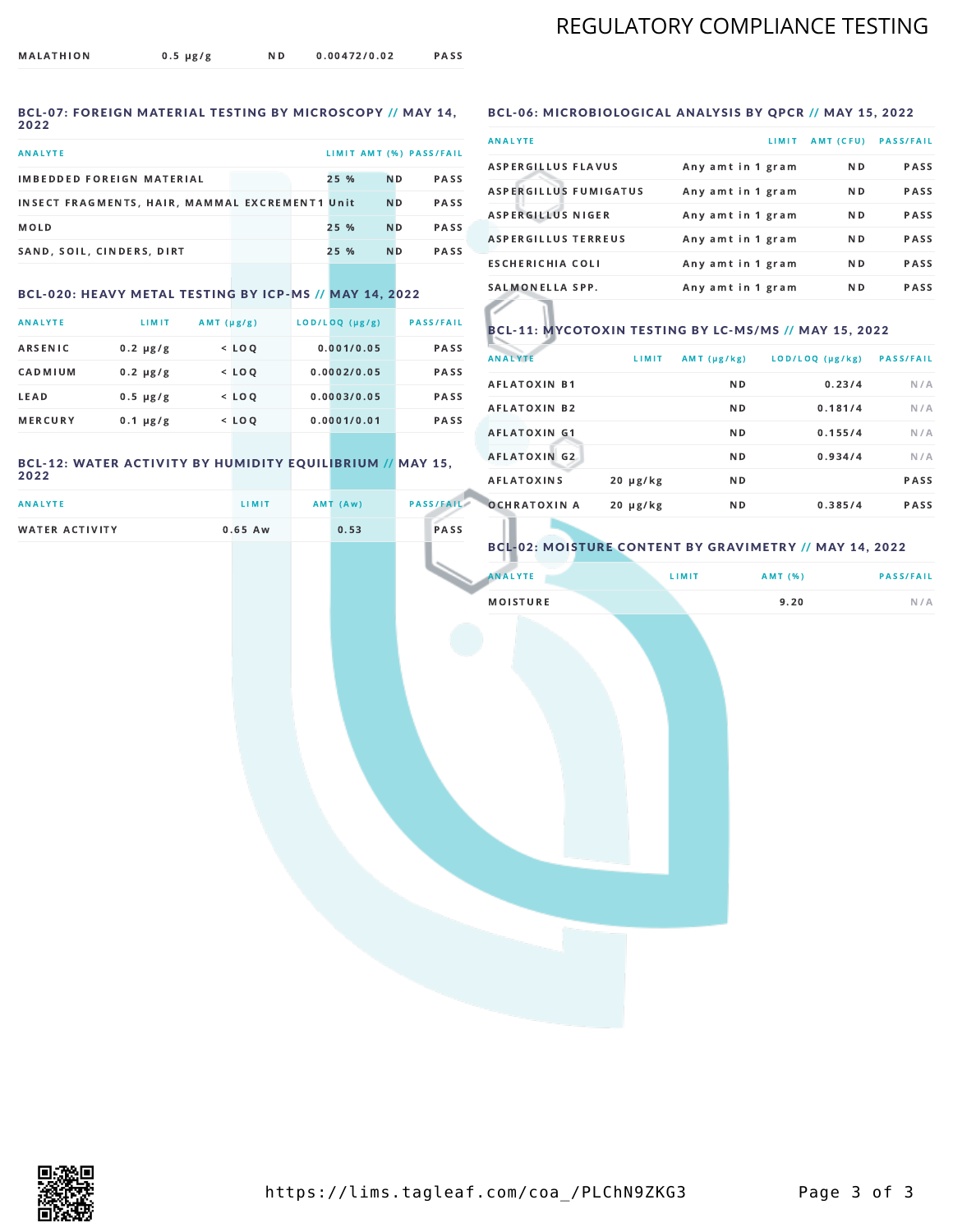# REGULATORY COMPLIANCE TESTING

| | | | | |
|---|---|---|---|---|
| MALATHION | 0.5 µg/g | ND | 0.00472/0.02 | PASS |

## BCL-07: FOREIGN MATERIAL TESTING BY MICROSCOPY // MAY 14, 2022

| ANALYTE | LIMIT | AMT (%) | PASS/FAIL |
|---|---|---|---|
| IMBEDDED FOREIGN MATERIAL | 25 % | ND | PASS |
| INSECT FRAGMENTS, HAIR, MAMMAL EXCREMENT | 1 Unit | ND | PASS |
| MOLD | 25 % | ND | PASS |
| SAND, SOIL, CINDERS, DIRT | 25 % | ND | PASS |

## BCL-020: HEAVY METAL TESTING BY ICP-MS // MAY 14, 2022

| ANALYTE | LIMIT | AMT (µg/g) | LOD/LOQ (µg/g) | PASS/FAIL |
|---|---|---|---|---|
| ARSENIC | 0.2 µg/g | < LOQ | 0.001/0.05 | PASS |
| CADMIUM | 0.2 µg/g | < LOQ | 0.0002/0.05 | PASS |
| LEAD | 0.5 µg/g | < LOQ | 0.0003/0.05 | PASS |
| MERCURY | 0.1 µg/g | < LOQ | 0.0001/0.01 | PASS |

## BCL-12: WATER ACTIVITY BY HUMIDITY EQUILIBRIUM // MAY 15, 2022

| ANALYTE | LIMIT | AMT (Aw) | PASS/FAIL |
|---|---|---|---|
| WATER ACTIVITY | 0.65 Aw | 0.53 | PASS |

## BCL-06: MICROBIOLOGICAL ANALYSIS BY QPCR // MAY 15, 2022

| ANALYTE | LIMIT | AMT (CFU) | PASS/FAIL |
|---|---|---|---|
| ASPERGILLUS FLAVUS | Any amt in 1 gram | ND | PASS |
| ASPERGILLUS FUMIGATUS | Any amt in 1 gram | ND | PASS |
| ASPERGILLUS NIGER | Any amt in 1 gram | ND | PASS |
| ASPERGILLUS TERREUS | Any amt in 1 gram | ND | PASS |
| ESCHERICHIA COLI | Any amt in 1 gram | ND | PASS |
| SALMONELLA SPP. | Any amt in 1 gram | ND | PASS |

## BCL-11: MYCOTOXIN TESTING BY LC-MS/MS // MAY 15, 2022

| ANALYTE | LIMIT | AMT (µg/kg) | LOD/LOQ (µg/kg) | PASS/FAIL |
|---|---|---|---|---|
| AFLATOXIN B1 | | ND | 0.23/4 | N/A |
| AFLATOXIN B2 | | ND | 0.181/4 | N/A |
| AFLATOXIN G1 | | ND | 0.155/4 | N/A |
| AFLATOXIN G2 | | ND | 0.934/4 | N/A |
| AFLATOXINS | 20 µg/kg | ND | | PASS |
| OCHRATOXIN A | 20 µg/kg | ND | 0.385/4 | PASS |

## BCL-02: MOISTURE CONTENT BY GRAVIMETRY // MAY 14, 2022

| ANALYTE | LIMIT | AMT (%) | PASS/FAIL |
|---|---|---|---|
| MOISTURE | | 9.20 | N/A |

https://lims.tagleaf.com/coa_/PLChN9ZKG3